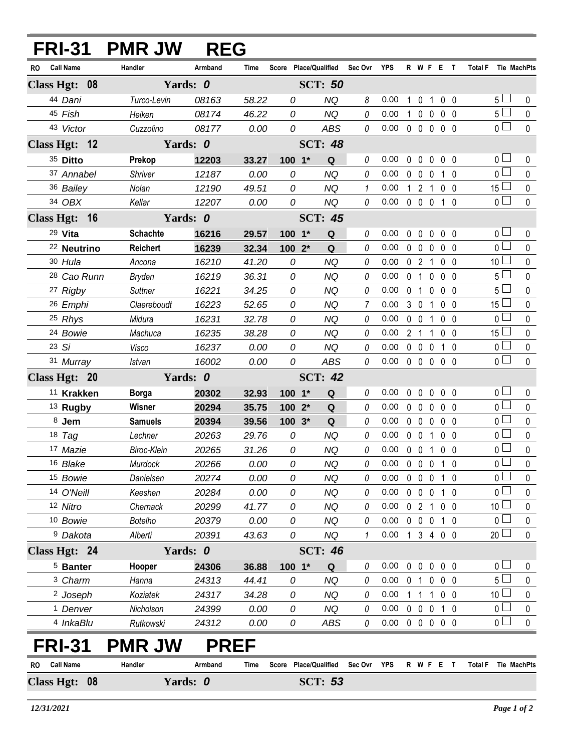# FRI-31 PMR JW REG

| RO | Call Name | Handler | Armband | Time | Score | Place/Qualified | | Sec Ovr | YPS | R | W | F | E | T | Total F | Tie | MachPts |
|---|---|---|---|---|---|---|---|---|---|---|---|---|---|---|---|---|---|
| **Class Hgt: 08** | | **Yards: 0** | | | | **SCT: 50** | | | | | | | | | | | |
| 44 | Dani | Turco-Levin | 08163 | 58.22 | 0 | | NQ | 8 | 0.00 | 1 | 0 | 1 | 0 | 0 | 5 | ☐ | 0 |
| 45 | Fish | Heiken | 08174 | 46.22 | 0 | | NQ | 0 | 0.00 | 1 | 0 | 0 | 0 | 0 | 5 | ☐ | 0 |
| 43 | Victor | Cuzzolino | 08177 | 0.00 | 0 | | ABS | 0 | 0.00 | 0 | 0 | 0 | 0 | 0 | 0 | ☐ | 0 |
| **Class Hgt: 12** | | **Yards: 0** | | | | **SCT: 48** | | | | | | | | | | | |
| 35 | **Ditto** | **Prekop** | **12203** | **33.27** | **100** | **1*** | **Q** | 0 | 0.00 | 0 | 0 | 0 | 0 | 0 | 0 | ☐ | 0 |
| 37 | Annabel | Shriver | 12187 | 0.00 | 0 | | NQ | 0 | 0.00 | 0 | 0 | 0 | 1 | 0 | 0 | ☐ | 0 |
| 36 | Bailey | Nolan | 12190 | 49.51 | 0 | | NQ | 1 | 0.00 | 1 | 2 | 1 | 0 | 0 | 15 | ☐ | 0 |
| 34 | OBX | Kellar | 12207 | 0.00 | 0 | | NQ | 0 | 0.00 | 0 | 0 | 0 | 1 | 0 | 0 | ☐ | 0 |
| **Class Hgt: 16** | | **Yards: 0** | | | | **SCT: 45** | | | | | | | | | | | |
| 29 | **Vita** | **Schachte** | **16216** | **29.57** | **100** | **1*** | **Q** | 0 | 0.00 | 0 | 0 | 0 | 0 | 0 | 0 | ☐ | 0 |
| 22 | **Neutrino** | **Reichert** | **16239** | **32.34** | **100** | **2*** | **Q** | 0 | 0.00 | 0 | 0 | 0 | 0 | 0 | 0 | ☐ | 0 |
| 30 | Hula | Ancona | 16210 | 41.20 | 0 | | NQ | 0 | 0.00 | 0 | 2 | 1 | 0 | 0 | 10 | ☐ | 0 |
| 28 | Cao Runn | Bryden | 16219 | 36.31 | 0 | | NQ | 0 | 0.00 | 0 | 1 | 0 | 0 | 0 | 5 | ☐ | 0 |
| 27 | Rigby | Suttner | 16221 | 34.25 | 0 | | NQ | 0 | 0.00 | 0 | 1 | 0 | 0 | 0 | 5 | ☐ | 0 |
| 26 | Emphi | Claereboudt | 16223 | 52.65 | 0 | | NQ | 7 | 0.00 | 3 | 0 | 1 | 0 | 0 | 15 | ☐ | 0 |
| 25 | Rhys | Midura | 16231 | 32.78 | 0 | | NQ | 0 | 0.00 | 0 | 0 | 1 | 0 | 0 | 0 | ☐ | 0 |
| 24 | Bowie | Machuca | 16235 | 38.28 | 0 | | NQ | 0 | 0.00 | 2 | 1 | 1 | 0 | 0 | 15 | ☐ | 0 |
| 23 | Si | Visco | 16237 | 0.00 | 0 | | NQ | 0 | 0.00 | 0 | 0 | 0 | 1 | 0 | 0 | ☐ | 0 |
| 31 | Murray | Istvan | 16002 | 0.00 | 0 | | ABS | 0 | 0.00 | 0 | 0 | 0 | 0 | 0 | 0 | ☐ | 0 |
| **Class Hgt: 20** | | **Yards: 0** | | | | **SCT: 42** | | | | | | | | | | | |
| 11 | **Krakken** | **Borga** | **20302** | **32.93** | **100** | **1*** | **Q** | 0 | 0.00 | 0 | 0 | 0 | 0 | 0 | 0 | ☐ | 0 |
| 13 | **Rugby** | **Wisner** | **20294** | **35.75** | **100** | **2*** | **Q** | 0 | 0.00 | 0 | 0 | 0 | 0 | 0 | 0 | ☐ | 0 |
| 8 | **Jem** | **Samuels** | **20394** | **39.56** | **100** | **3*** | **Q** | 0 | 0.00 | 0 | 0 | 0 | 0 | 0 | 0 | ☐ | 0 |
| 18 | Tag | Lechner | 20263 | 29.76 | 0 | | NQ | 0 | 0.00 | 0 | 0 | 1 | 0 | 0 | 0 | ☐ | 0 |
| 17 | Mazie | Biroc-Klein | 20265 | 31.26 | 0 | | NQ | 0 | 0.00 | 0 | 0 | 1 | 0 | 0 | 0 | ☐ | 0 |
| 16 | Blake | Murdock | 20266 | 0.00 | 0 | | NQ | 0 | 0.00 | 0 | 0 | 0 | 1 | 0 | 0 | ☐ | 0 |
| 15 | Bowie | Danielsen | 20274 | 0.00 | 0 | | NQ | 0 | 0.00 | 0 | 0 | 0 | 1 | 0 | 0 | ☐ | 0 |
| 14 | O'Neill | Keeshen | 20284 | 0.00 | 0 | | NQ | 0 | 0.00 | 0 | 0 | 0 | 1 | 0 | 0 | ☐ | 0 |
| 12 | Nitro | Chernack | 20299 | 41.77 | 0 | | NQ | 0 | 0.00 | 0 | 2 | 1 | 0 | 0 | 10 | ☐ | 0 |
| 10 | Bowie | Botelho | 20379 | 0.00 | 0 | | NQ | 0 | 0.00 | 0 | 0 | 0 | 1 | 0 | 0 | ☐ | 0 |
| 9 | Dakota | Alberti | 20391 | 43.63 | 0 | | NQ | 1 | 0.00 | 1 | 3 | 4 | 0 | 0 | 20 | ☐ | 0 |
| **Class Hgt: 24** | | **Yards: 0** | | | | **SCT: 46** | | | | | | | | | | | |
| 5 | **Banter** | **Hooper** | **24306** | **36.88** | **100** | **1*** | **Q** | 0 | 0.00 | 0 | 0 | 0 | 0 | 0 | 0 | ☐ | 0 |
| 3 | Charm | Hanna | 24313 | 44.41 | 0 | | NQ | 0 | 0.00 | 0 | 1 | 0 | 0 | 0 | 5 | ☐ | 0 |
| 2 | Joseph | Koziatek | 24317 | 34.28 | 0 | | NQ | 0 | 0.00 | 1 | 1 | 1 | 0 | 0 | 10 | ☐ | 0 |
| 1 | Denver | Nicholson | 24399 | 0.00 | 0 | | NQ | 0 | 0.00 | 0 | 0 | 0 | 1 | 0 | 0 | ☐ | 0 |
| 4 | InkaBlu | Rutkowski | 24312 | 0.00 | 0 | | ABS | 0 | 0.00 | 0 | 0 | 0 | 0 | 0 | 0 | ☐ | 0 |

# FRI-31 PMR JW PREF

| RO | Call Name | Handler | Armband | Time | Score | Place/Qualified | Sec Ovr | YPS | R | W | F | E | T | Total F | Tie | MachPts |
|---|---|---|---|---|---|---|---|---|---|---|---|---|---|---|---|---|
| **Class Hgt: 08** | | **Yards: 0** | | | | **SCT: 53** | | | | | | | | | | |

*12/31/2021*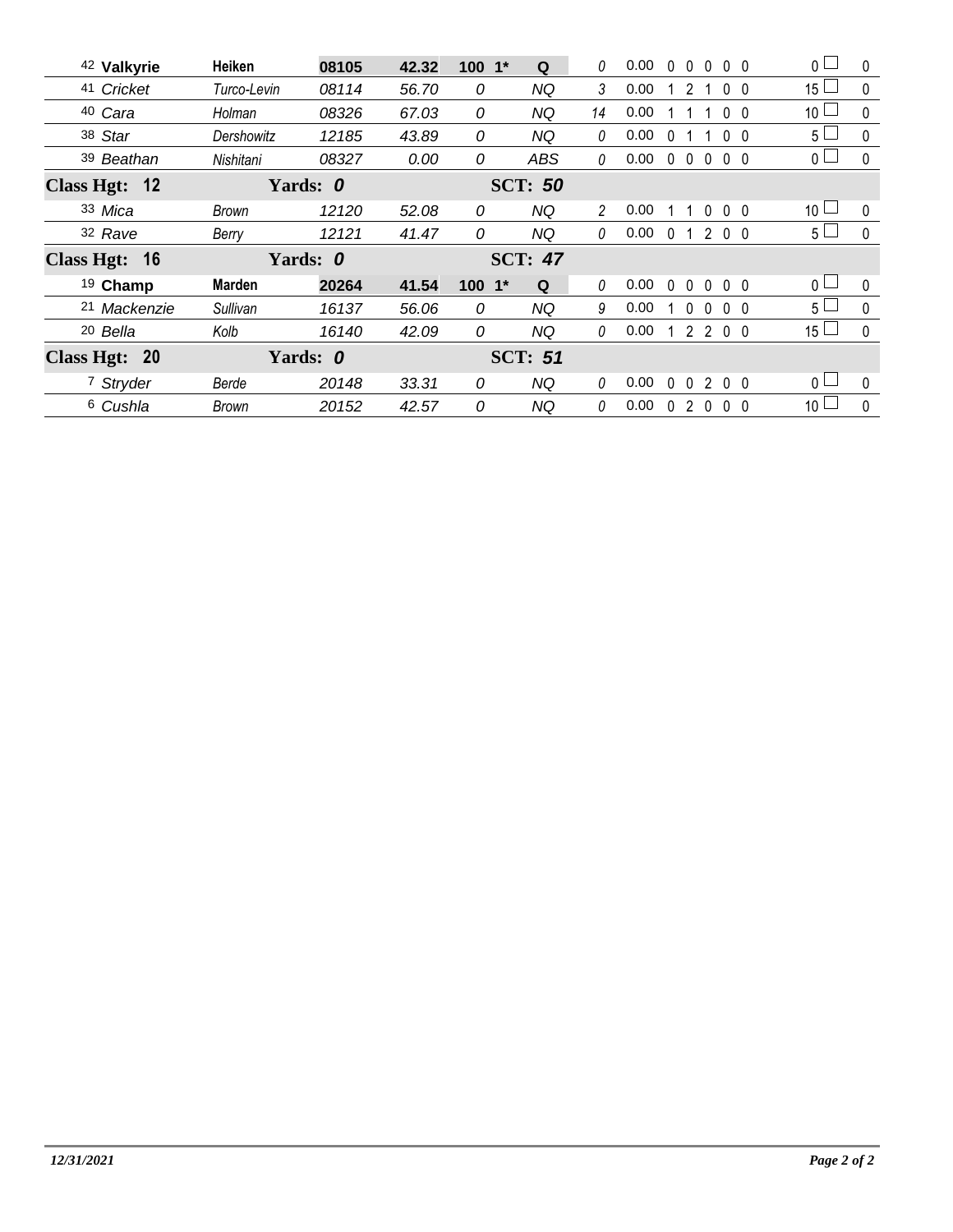| | | | | | | | | | | | | | | | |
|---|---|---|---|---|---|---|---|---|---|---|---|---|---|---|---|
| 42 **Valkyrie** | **Heiken** | **08105** | **42.32** | **100** | **1*** | **Q** | 0 | 0.00 | 0 | 0 | 0 | 0 | 0 | 0 ☐ | 0 |
| 41 *Cricket* | *Turco-Levin* | *08114* | *56.70* | *0* | | *NQ* | 3 | 0.00 | 1 | 2 | 1 | 0 | 0 | 15 ☐ | 0 |
| 40 *Cara* | *Holman* | *08326* | *67.03* | *0* | | *NQ* | 14 | 0.00 | 1 | 1 | 1 | 0 | 0 | 10 ☐ | 0 |
| 38 *Star* | *Dershowitz* | *12185* | *43.89* | *0* | | *NQ* | 0 | 0.00 | 0 | 1 | 1 | 0 | 0 | 5 ☐ | 0 |
| 39 *Beathan* | *Nishitani* | *08327* | *0.00* | *0* | | *ABS* | 0 | 0.00 | 0 | 0 | 0 | 0 | 0 | 0 ☐ | 0 |
| **Class Hgt: 12** | | **Yards: *0*** | | | | **SCT: *50*** | | | | | | | | | |
| 33 *Mica* | *Brown* | *12120* | *52.08* | *0* | | *NQ* | 2 | 0.00 | 1 | 1 | 0 | 0 | 0 | 10 ☐ | 0 |
| 32 *Rave* | *Berry* | *12121* | *41.47* | *0* | | *NQ* | 0 | 0.00 | 0 | 1 | 2 | 0 | 0 | 5 ☐ | 0 |
| **Class Hgt: 16** | | **Yards: *0*** | | | | **SCT: *47*** | | | | | | | | | |
| 19 **Champ** | **Marden** | **20264** | **41.54** | **100** | **1*** | **Q** | 0 | 0.00 | 0 | 0 | 0 | 0 | 0 | 0 ☐ | 0 |
| 21 *Mackenzie* | *Sullivan* | *16137* | *56.06* | *0* | | *NQ* | 9 | 0.00 | 1 | 0 | 0 | 0 | 0 | 5 ☐ | 0 |
| 20 *Bella* | *Kolb* | *16140* | *42.09* | *0* | | *NQ* | 0 | 0.00 | 1 | 2 | 2 | 0 | 0 | 15 ☐ | 0 |
| **Class Hgt: 20** | | **Yards: *0*** | | | | **SCT: *51*** | | | | | | | | | |
| 7 *Stryder* | *Berde* | *20148* | *33.31* | *0* | | *NQ* | 0 | 0.00 | 0 | 0 | 2 | 0 | 0 | 0 ☐ | 0 |
| 6 *Cushla* | *Brown* | *20152* | *42.57* | *0* | | *NQ* | 0 | 0.00 | 0 | 2 | 0 | 0 | 0 | 10 ☐ | 0 |

*12/31/2021*